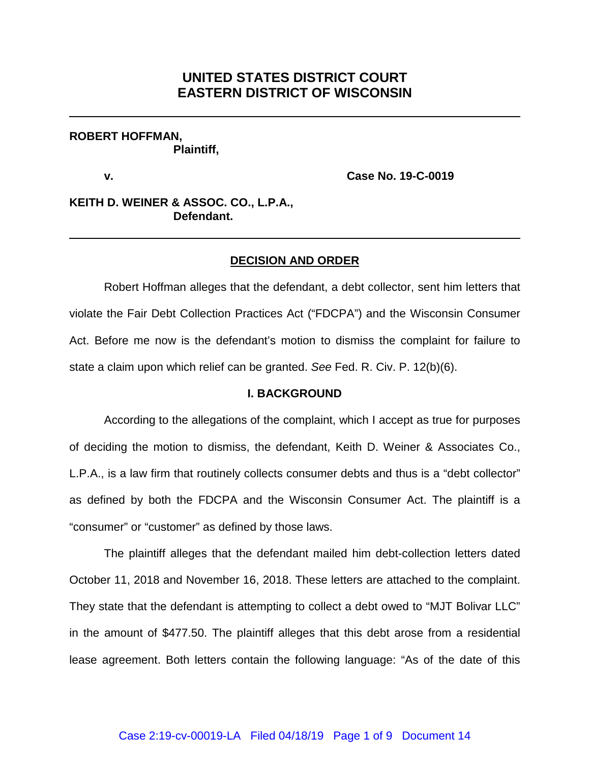# UNITED STATES DISTRICT COURT
# EASTERN DISTRICT OF WISCONSIN

---

**ROBERT HOFFMAN,**
**Plaintiff,**

**v.** **Case No. 19-C-0019**

**KEITH D. WEINER & ASSOC. CO., L.P.A.,**
**Defendant.**

---

## DECISION AND ORDER

Robert Hoffman alleges that the defendant, a debt collector, sent him letters that violate the Fair Debt Collection Practices Act ("FDCPA") and the Wisconsin Consumer Act. Before me now is the defendant's motion to dismiss the complaint for failure to state a claim upon which relief can be granted. *See* Fed. R. Civ. P. 12(b)(6).

### I. BACKGROUND

According to the allegations of the complaint, which I accept as true for purposes of deciding the motion to dismiss, the defendant, Keith D. Weiner & Associates Co., L.P.A., is a law firm that routinely collects consumer debts and thus is a "debt collector" as defined by both the FDCPA and the Wisconsin Consumer Act. The plaintiff is a "consumer" or "customer" as defined by those laws.

The plaintiff alleges that the defendant mailed him debt-collection letters dated October 11, 2018 and November 16, 2018. These letters are attached to the complaint. They state that the defendant is attempting to collect a debt owed to "MJT Bolivar LLC" in the amount of $477.50. The plaintiff alleges that this debt arose from a residential lease agreement. Both letters contain the following language: "As of the date of this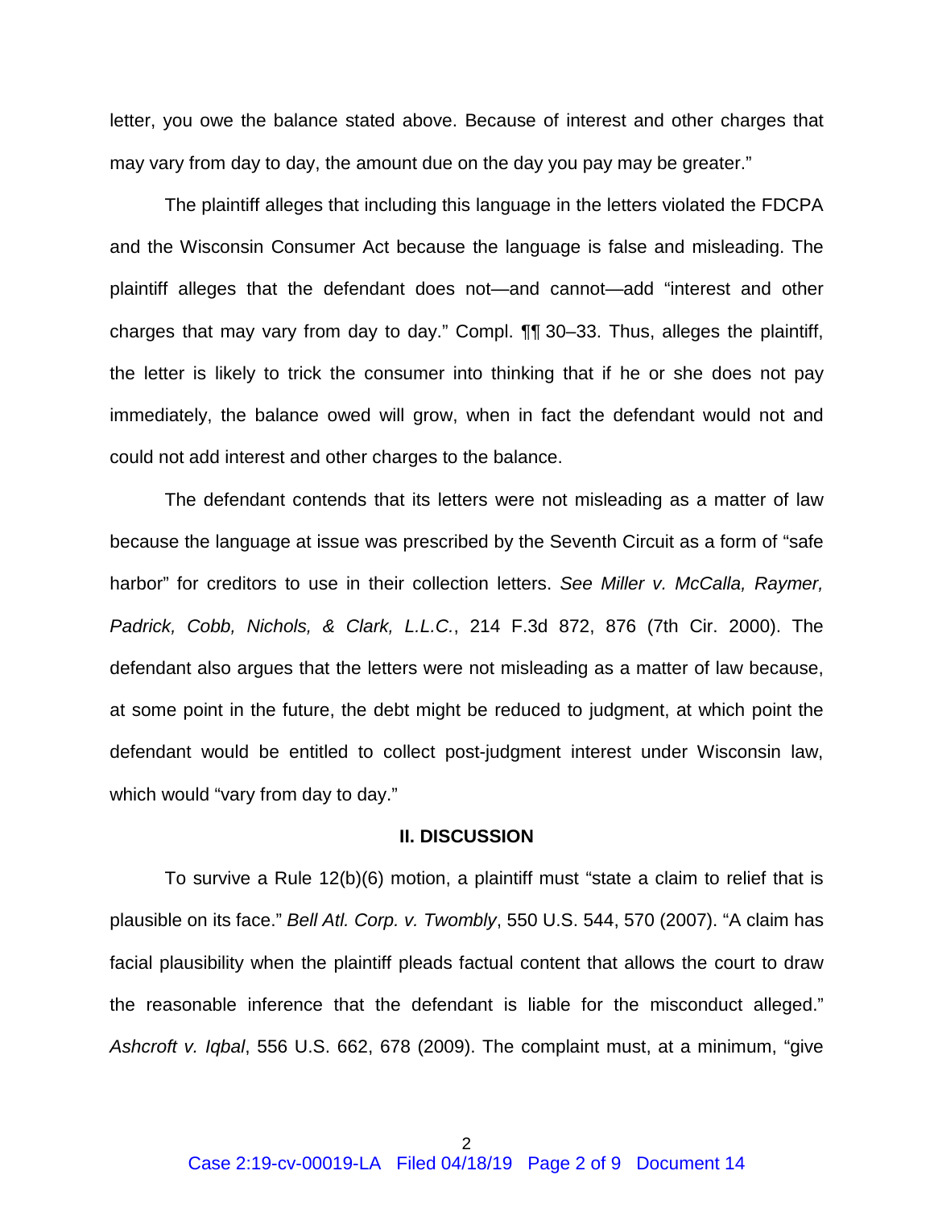letter, you owe the balance stated above. Because of interest and other charges that may vary from day to day, the amount due on the day you pay may be greater."

The plaintiff alleges that including this language in the letters violated the FDCPA and the Wisconsin Consumer Act because the language is false and misleading. The plaintiff alleges that the defendant does not—and cannot—add "interest and other charges that may vary from day to day." Compl. ¶¶ 30–33. Thus, alleges the plaintiff, the letter is likely to trick the consumer into thinking that if he or she does not pay immediately, the balance owed will grow, when in fact the defendant would not and could not add interest and other charges to the balance.

The defendant contends that its letters were not misleading as a matter of law because the language at issue was prescribed by the Seventh Circuit as a form of "safe harbor" for creditors to use in their collection letters. *See Miller v. McCalla, Raymer, Padrick, Cobb, Nichols, & Clark, L.L.C.*, 214 F.3d 872, 876 (7th Cir. 2000). The defendant also argues that the letters were not misleading as a matter of law because, at some point in the future, the debt might be reduced to judgment, at which point the defendant would be entitled to collect post-judgment interest under Wisconsin law, which would "vary from day to day."

## II. DISCUSSION

To survive a Rule 12(b)(6) motion, a plaintiff must "state a claim to relief that is plausible on its face." *Bell Atl. Corp. v. Twombly*, 550 U.S. 544, 570 (2007). "A claim has facial plausibility when the plaintiff pleads factual content that allows the court to draw the reasonable inference that the defendant is liable for the misconduct alleged." *Ashcroft v. Iqbal*, 556 U.S. 662, 678 (2009). The complaint must, at a minimum, "give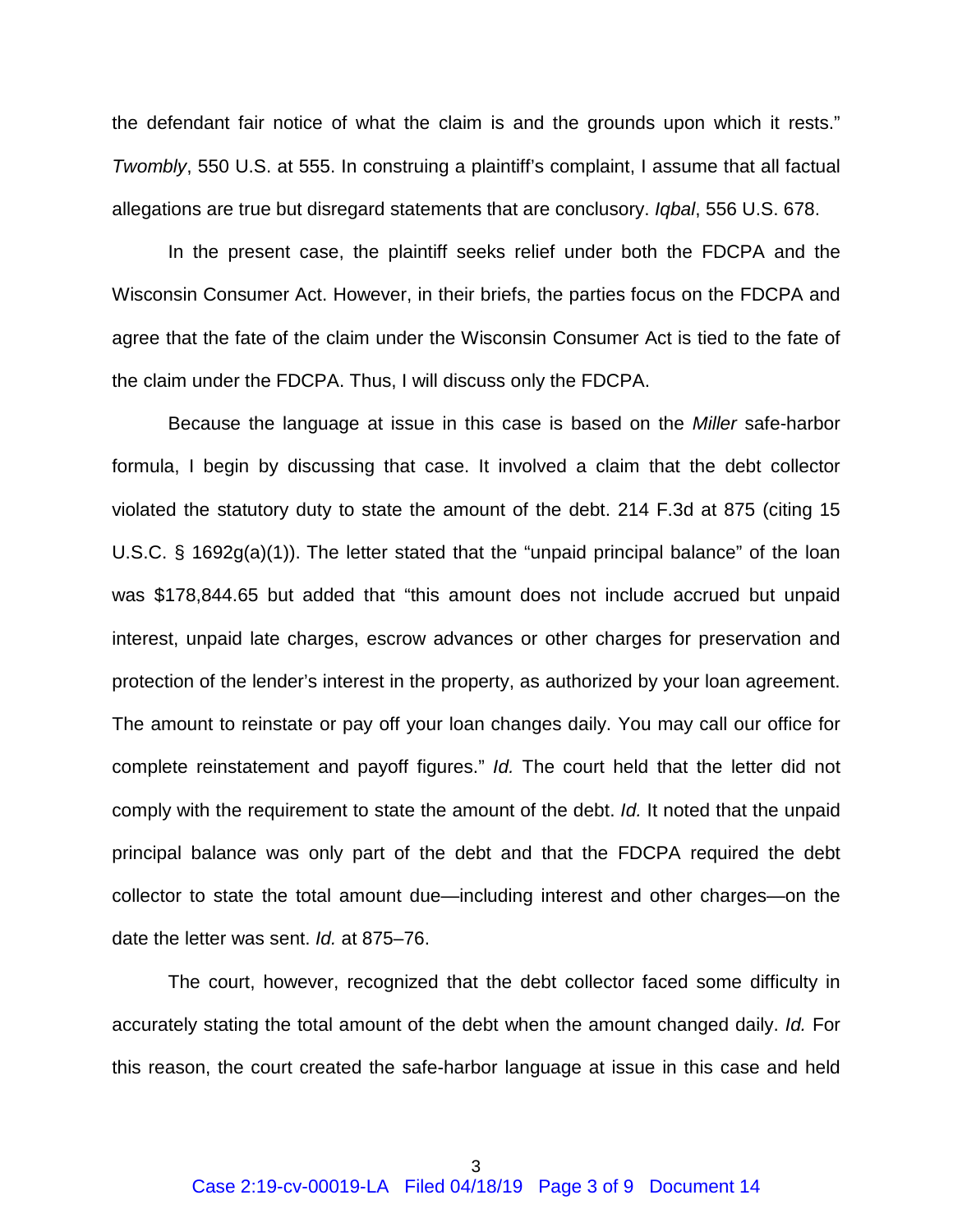the defendant fair notice of what the claim is and the grounds upon which it rests." *Twombly*, 550 U.S. at 555. In construing a plaintiff's complaint, I assume that all factual allegations are true but disregard statements that are conclusory. *Iqbal*, 556 U.S. 678.

In the present case, the plaintiff seeks relief under both the FDCPA and the Wisconsin Consumer Act. However, in their briefs, the parties focus on the FDCPA and agree that the fate of the claim under the Wisconsin Consumer Act is tied to the fate of the claim under the FDCPA. Thus, I will discuss only the FDCPA.

Because the language at issue in this case is based on the *Miller* safe-harbor formula, I begin by discussing that case. It involved a claim that the debt collector violated the statutory duty to state the amount of the debt. 214 F.3d at 875 (citing 15 U.S.C. § 1692g(a)(1)). The letter stated that the "unpaid principal balance" of the loan was $178,844.65 but added that "this amount does not include accrued but unpaid interest, unpaid late charges, escrow advances or other charges for preservation and protection of the lender's interest in the property, as authorized by your loan agreement. The amount to reinstate or pay off your loan changes daily. You may call our office for complete reinstatement and payoff figures." *Id.* The court held that the letter did not comply with the requirement to state the amount of the debt. *Id.* It noted that the unpaid principal balance was only part of the debt and that the FDCPA required the debt collector to state the total amount due—including interest and other charges—on the date the letter was sent. *Id.* at 875–76.

The court, however, recognized that the debt collector faced some difficulty in accurately stating the total amount of the debt when the amount changed daily. *Id.* For this reason, the court created the safe-harbor language at issue in this case and held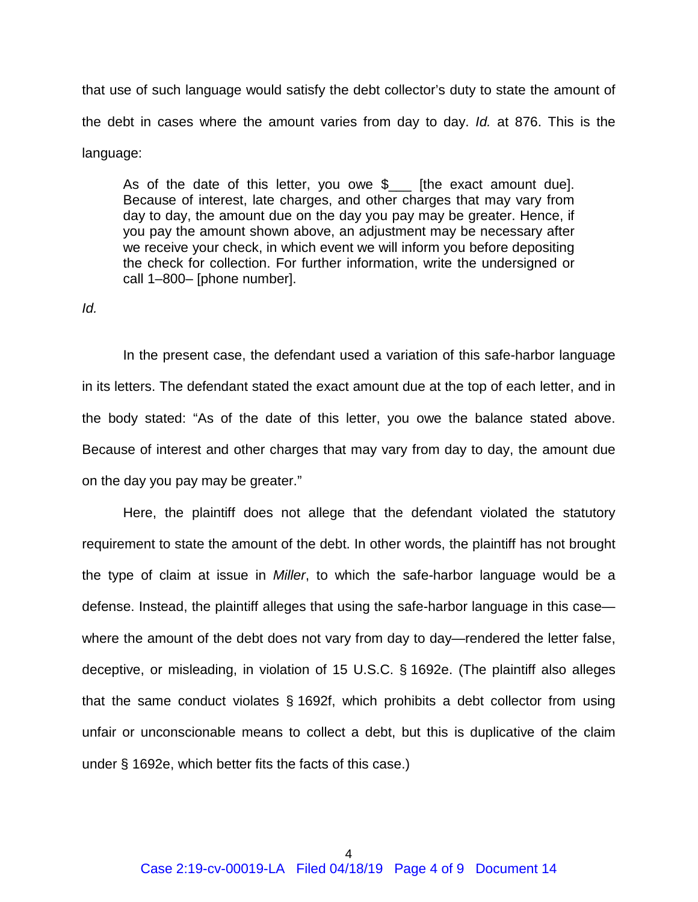that use of such language would satisfy the debt collector's duty to state the amount of the debt in cases where the amount varies from day to day. *Id.* at 876. This is the language:

> As of the date of this letter, you owe $___ [the exact amount due]. Because of interest, late charges, and other charges that may vary from day to day, the amount due on the day you pay may be greater. Hence, if you pay the amount shown above, an adjustment may be necessary after we receive your check, in which event we will inform you before depositing the check for collection. For further information, write the undersigned or call 1–800– [phone number].

*Id.*

In the present case, the defendant used a variation of this safe-harbor language in its letters. The defendant stated the exact amount due at the top of each letter, and in the body stated: "As of the date of this letter, you owe the balance stated above. Because of interest and other charges that may vary from day to day, the amount due on the day you pay may be greater."

Here, the plaintiff does not allege that the defendant violated the statutory requirement to state the amount of the debt. In other words, the plaintiff has not brought the type of claim at issue in *Miller*, to which the safe-harbor language would be a defense. Instead, the plaintiff alleges that using the safe-harbor language in this case—where the amount of the debt does not vary from day to day—rendered the letter false, deceptive, or misleading, in violation of 15 U.S.C. § 1692e. (The plaintiff also alleges that the same conduct violates § 1692f, which prohibits a debt collector from using unfair or unconscionable means to collect a debt, but this is duplicative of the claim under § 1692e, which better fits the facts of this case.)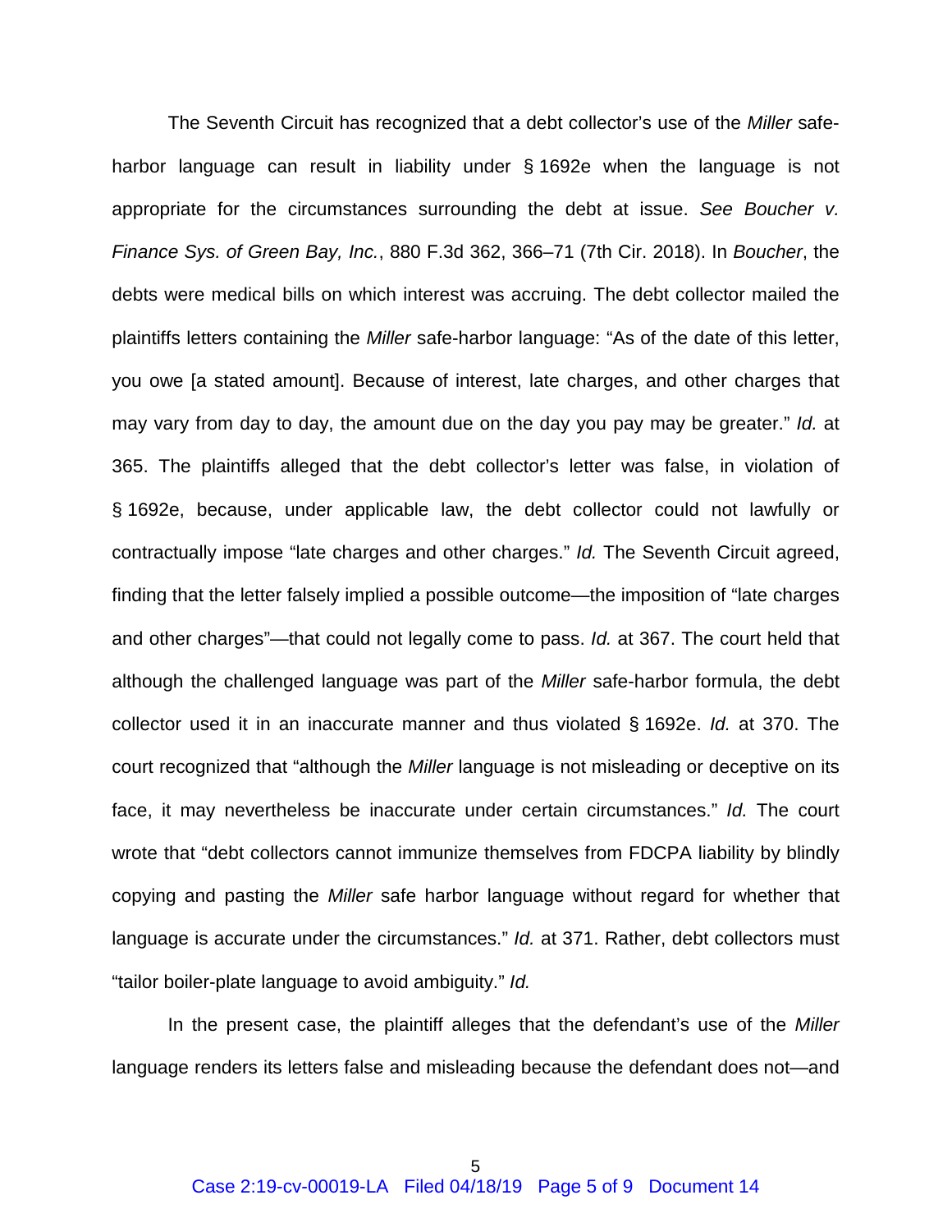The Seventh Circuit has recognized that a debt collector's use of the *Miller* safe-harbor language can result in liability under § 1692e when the language is not appropriate for the circumstances surrounding the debt at issue. *See Boucher v. Finance Sys. of Green Bay, Inc.*, 880 F.3d 362, 366–71 (7th Cir. 2018). In *Boucher*, the debts were medical bills on which interest was accruing. The debt collector mailed the plaintiffs letters containing the *Miller* safe-harbor language: "As of the date of this letter, you owe [a stated amount]. Because of interest, late charges, and other charges that may vary from day to day, the amount due on the day you pay may be greater." *Id.* at 365. The plaintiffs alleged that the debt collector's letter was false, in violation of § 1692e, because, under applicable law, the debt collector could not lawfully or contractually impose "late charges and other charges." *Id.* The Seventh Circuit agreed, finding that the letter falsely implied a possible outcome—the imposition of "late charges and other charges"—that could not legally come to pass. *Id.* at 367. The court held that although the challenged language was part of the *Miller* safe-harbor formula, the debt collector used it in an inaccurate manner and thus violated § 1692e. *Id.* at 370. The court recognized that "although the *Miller* language is not misleading or deceptive on its face, it may nevertheless be inaccurate under certain circumstances." *Id.* The court wrote that "debt collectors cannot immunize themselves from FDCPA liability by blindly copying and pasting the *Miller* safe harbor language without regard for whether that language is accurate under the circumstances." *Id.* at 371. Rather, debt collectors must "tailor boiler-plate language to avoid ambiguity." *Id.*

In the present case, the plaintiff alleges that the defendant's use of the *Miller* language renders its letters false and misleading because the defendant does not—and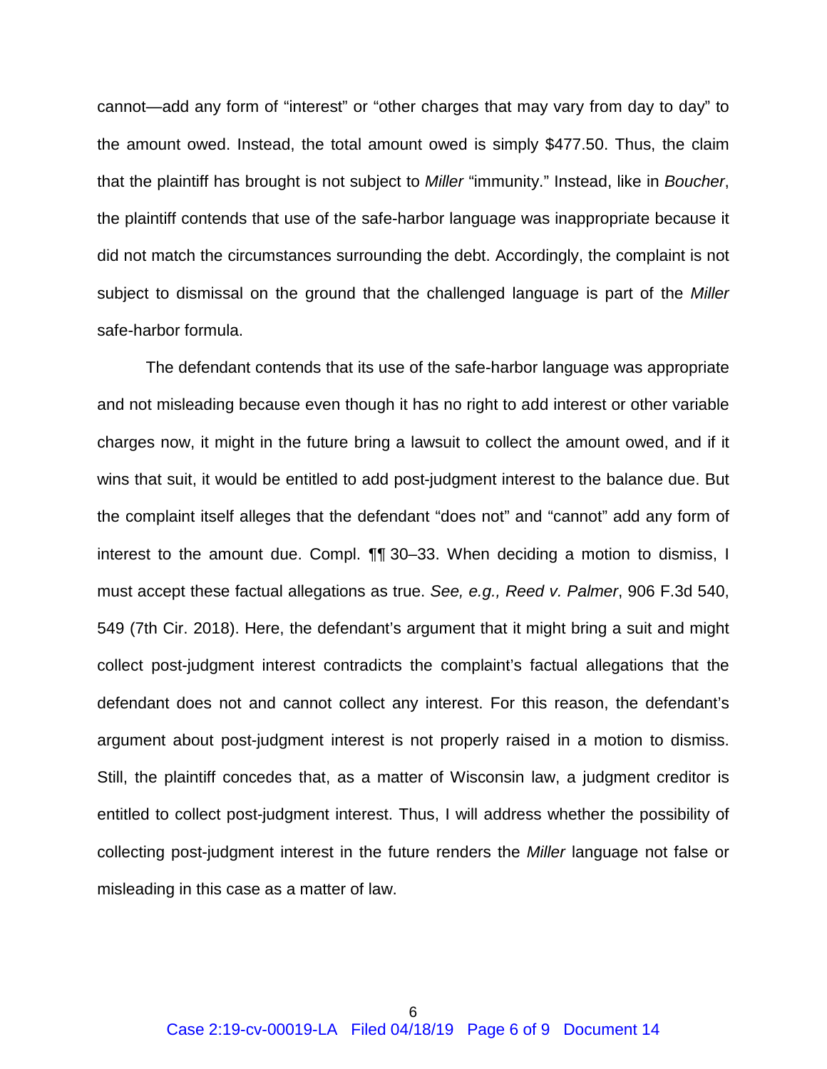cannot—add any form of "interest" or "other charges that may vary from day to day" to the amount owed. Instead, the total amount owed is simply $477.50. Thus, the claim that the plaintiff has brought is not subject to *Miller* "immunity." Instead, like in *Boucher*, the plaintiff contends that use of the safe-harbor language was inappropriate because it did not match the circumstances surrounding the debt. Accordingly, the complaint is not subject to dismissal on the ground that the challenged language is part of the *Miller* safe-harbor formula.

The defendant contends that its use of the safe-harbor language was appropriate and not misleading because even though it has no right to add interest or other variable charges now, it might in the future bring a lawsuit to collect the amount owed, and if it wins that suit, it would be entitled to add post-judgment interest to the balance due. But the complaint itself alleges that the defendant "does not" and "cannot" add any form of interest to the amount due. Compl. ¶¶ 30–33. When deciding a motion to dismiss, I must accept these factual allegations as true. *See, e.g., Reed v. Palmer*, 906 F.3d 540, 549 (7th Cir. 2018). Here, the defendant's argument that it might bring a suit and might collect post-judgment interest contradicts the complaint's factual allegations that the defendant does not and cannot collect any interest. For this reason, the defendant's argument about post-judgment interest is not properly raised in a motion to dismiss. Still, the plaintiff concedes that, as a matter of Wisconsin law, a judgment creditor is entitled to collect post-judgment interest. Thus, I will address whether the possibility of collecting post-judgment interest in the future renders the *Miller* language not false or misleading in this case as a matter of law.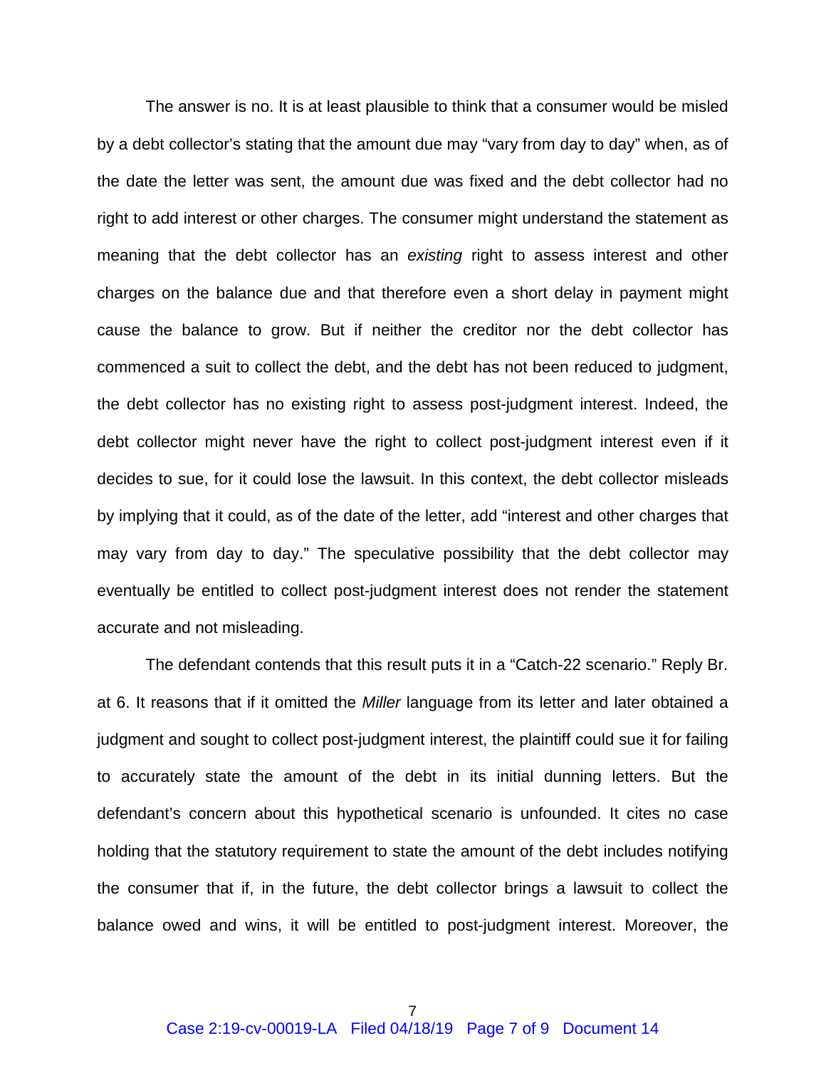The answer is no. It is at least plausible to think that a consumer would be misled by a debt collector's stating that the amount due may "vary from day to day" when, as of the date the letter was sent, the amount due was fixed and the debt collector had no right to add interest or other charges. The consumer might understand the statement as meaning that the debt collector has an *existing* right to assess interest and other charges on the balance due and that therefore even a short delay in payment might cause the balance to grow. But if neither the creditor nor the debt collector has commenced a suit to collect the debt, and the debt has not been reduced to judgment, the debt collector has no existing right to assess post-judgment interest. Indeed, the debt collector might never have the right to collect post-judgment interest even if it decides to sue, for it could lose the lawsuit. In this context, the debt collector misleads by implying that it could, as of the date of the letter, add "interest and other charges that may vary from day to day." The speculative possibility that the debt collector may eventually be entitled to collect post-judgment interest does not render the statement accurate and not misleading.

The defendant contends that this result puts it in a "Catch-22 scenario." Reply Br. at 6. It reasons that if it omitted the *Miller* language from its letter and later obtained a judgment and sought to collect post-judgment interest, the plaintiff could sue it for failing to accurately state the amount of the debt in its initial dunning letters. But the defendant's concern about this hypothetical scenario is unfounded. It cites no case holding that the statutory requirement to state the amount of the debt includes notifying the consumer that if, in the future, the debt collector brings a lawsuit to collect the balance owed and wins, it will be entitled to post-judgment interest. Moreover, the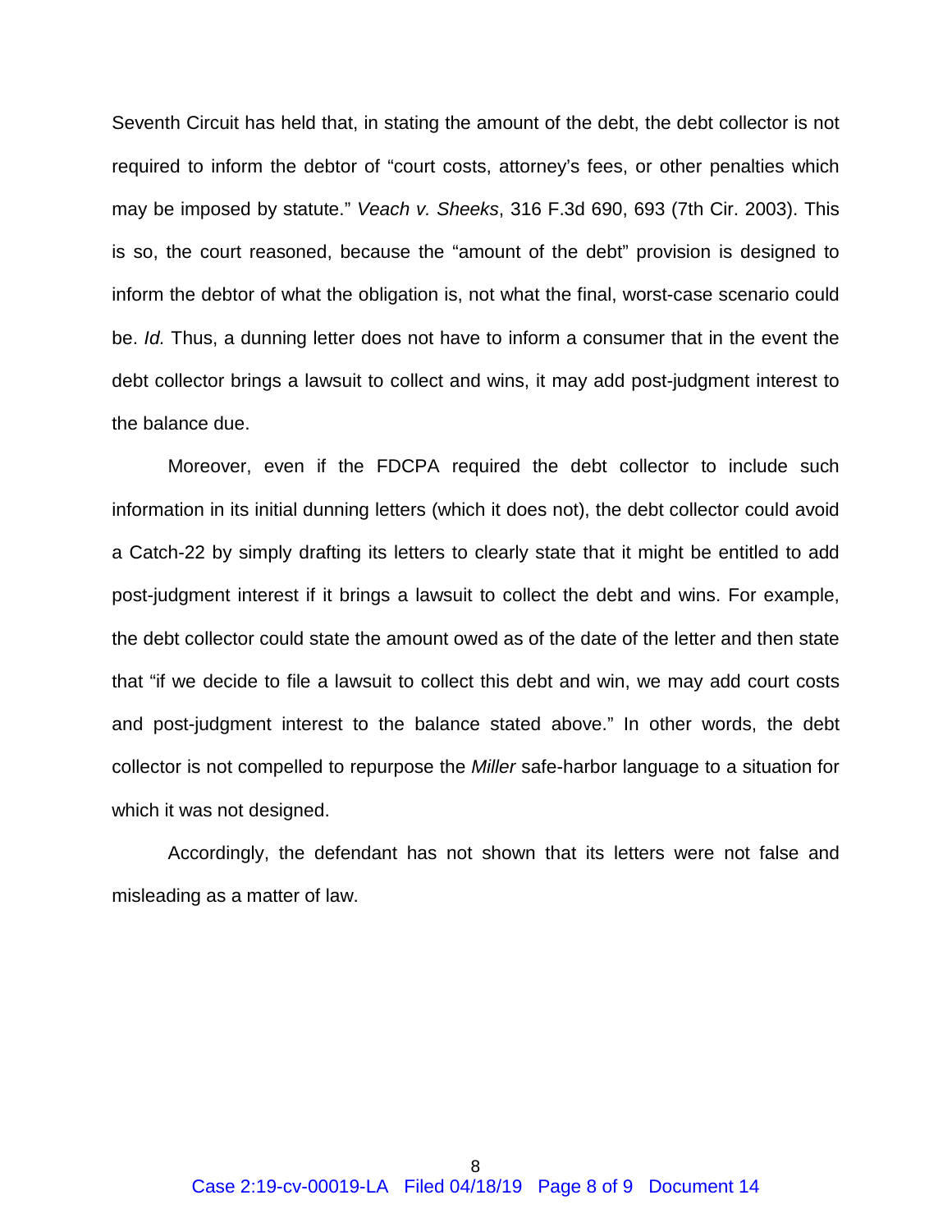Seventh Circuit has held that, in stating the amount of the debt, the debt collector is not required to inform the debtor of "court costs, attorney's fees, or other penalties which may be imposed by statute." *Veach v. Sheeks*, 316 F.3d 690, 693 (7th Cir. 2003). This is so, the court reasoned, because the "amount of the debt" provision is designed to inform the debtor of what the obligation is, not what the final, worst-case scenario could be. *Id.* Thus, a dunning letter does not have to inform a consumer that in the event the debt collector brings a lawsuit to collect and wins, it may add post-judgment interest to the balance due.

Moreover, even if the FDCPA required the debt collector to include such information in its initial dunning letters (which it does not), the debt collector could avoid a Catch-22 by simply drafting its letters to clearly state that it might be entitled to add post-judgment interest if it brings a lawsuit to collect the debt and wins. For example, the debt collector could state the amount owed as of the date of the letter and then state that "if we decide to file a lawsuit to collect this debt and win, we may add court costs and post-judgment interest to the balance stated above." In other words, the debt collector is not compelled to repurpose the *Miller* safe-harbor language to a situation for which it was not designed.

Accordingly, the defendant has not shown that its letters were not false and misleading as a matter of law.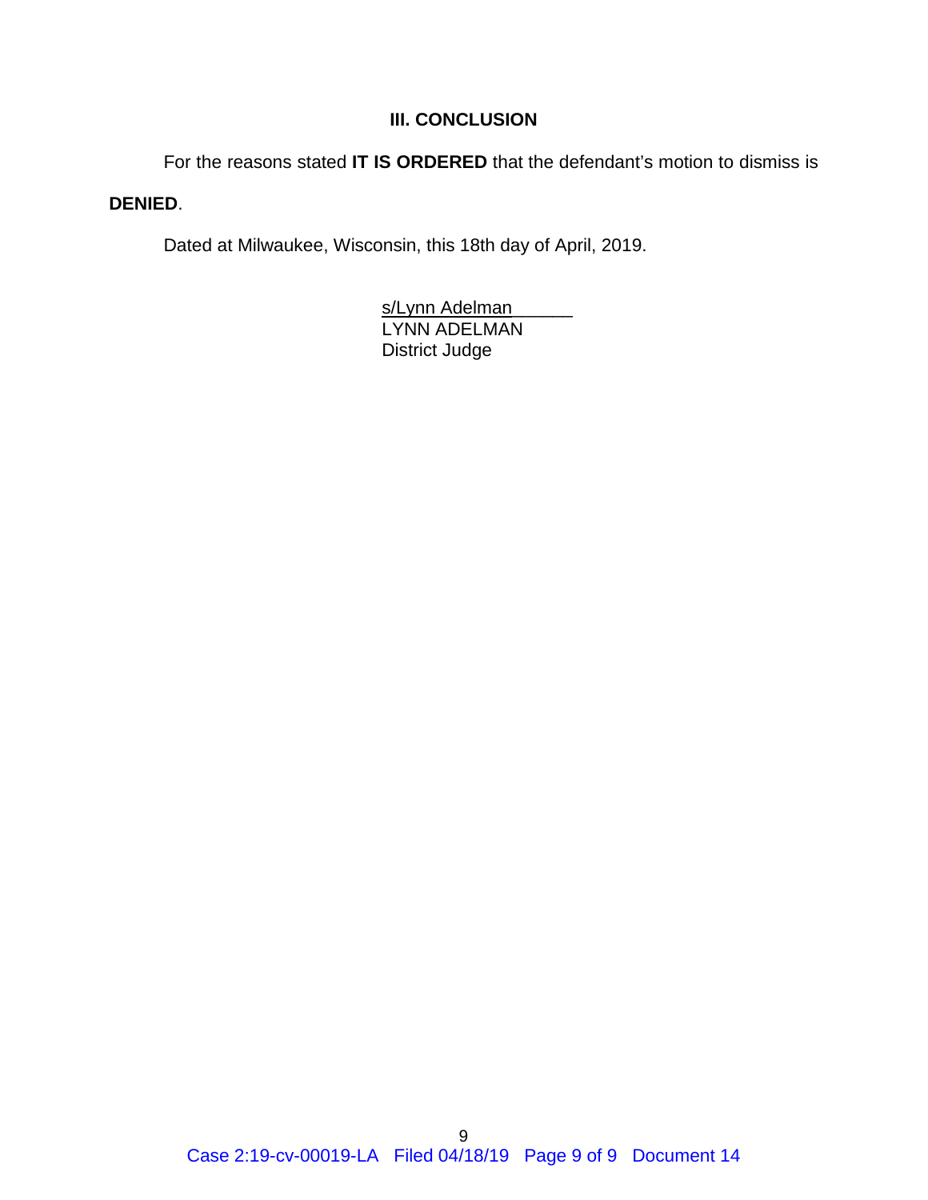## III. CONCLUSION

For the reasons stated **IT IS ORDERED** that the defendant's motion to dismiss is **DENIED**.

Dated at Milwaukee, Wisconsin, this 18th day of April, 2019.

s/Lynn Adelman
LYNN ADELMAN
District Judge